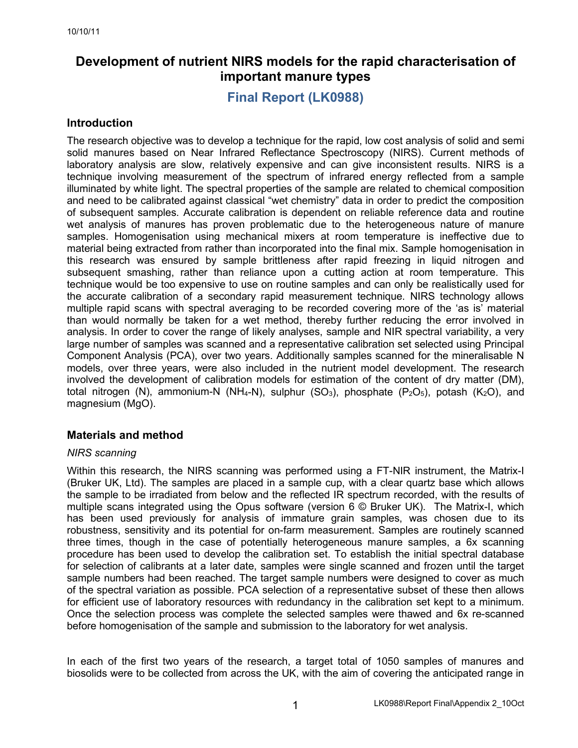# Development of nutrient NIRS models for the rapid characterisation of important manure types

## Final Report (LK0988)

## Introduction

The research objective was to develop a technique for the rapid, low cost analysis of solid and semi solid manures based on Near Infrared Reflectance Spectroscopy (NIRS). Current methods of laboratory analysis are slow, relatively expensive and can give inconsistent results. NIRS is a technique involving measurement of the spectrum of infrared energy reflected from a sample illuminated by white light. The spectral properties of the sample are related to chemical composition and need to be calibrated against classical "wet chemistry" data in order to predict the composition of subsequent samples. Accurate calibration is dependent on reliable reference data and routine wet analysis of manures has proven problematic due to the heterogeneous nature of manure samples. Homogenisation using mechanical mixers at room temperature is ineffective due to material being extracted from rather than incorporated into the final mix. Sample homogenisation in this research was ensured by sample brittleness after rapid freezing in liquid nitrogen and subsequent smashing, rather than reliance upon a cutting action at room temperature. This technique would be too expensive to use on routine samples and can only be realistically used for the accurate calibration of a secondary rapid measurement technique. NIRS technology allows multiple rapid scans with spectral averaging to be recorded covering more of the 'as is' material than would normally be taken for a wet method, thereby further reducing the error involved in analysis. In order to cover the range of likely analyses, sample and NIR spectral variability, a very large number of samples was scanned and a representative calibration set selected using Principal Component Analysis (PCA), over two years. Additionally samples scanned for the mineralisable N models, over three years, were also included in the nutrient model development. The research involved the development of calibration models for estimation of the content of dry matter (DM), total nitrogen (N), ammonium-N ($NH_4$-N), sulphur ($SO_3$), phosphate ($P_2O_5$), potash ($K_2O$), and magnesium (MgO).

## Materials and method

### *NIRS scanning*

Within this research, the NIRS scanning was performed using a FT-NIR instrument, the Matrix-I (Bruker UK, Ltd). The samples are placed in a sample cup, with a clear quartz base which allows the sample to be irradiated from below and the reflected IR spectrum recorded, with the results of multiple scans integrated using the Opus software (version 6 © Bruker UK). The Matrix-I, which has been used previously for analysis of immature grain samples, was chosen due to its robustness, sensitivity and its potential for on-farm measurement. Samples are routinely scanned three times, though in the case of potentially heterogeneous manure samples, a 6x scanning procedure has been used to develop the calibration set. To establish the initial spectral database for selection of calibrants at a later date, samples were single scanned and frozen until the target sample numbers had been reached. The target sample numbers were designed to cover as much of the spectral variation as possible. PCA selection of a representative subset of these then allows for efficient use of laboratory resources with redundancy in the calibration set kept to a minimum. Once the selection process was complete the selected samples were thawed and 6x re-scanned before homogenisation of the sample and submission to the laboratory for wet analysis.

In each of the first two years of the research, a target total of 1050 samples of manures and biosolids were to be collected from across the UK, with the aim of covering the anticipated range in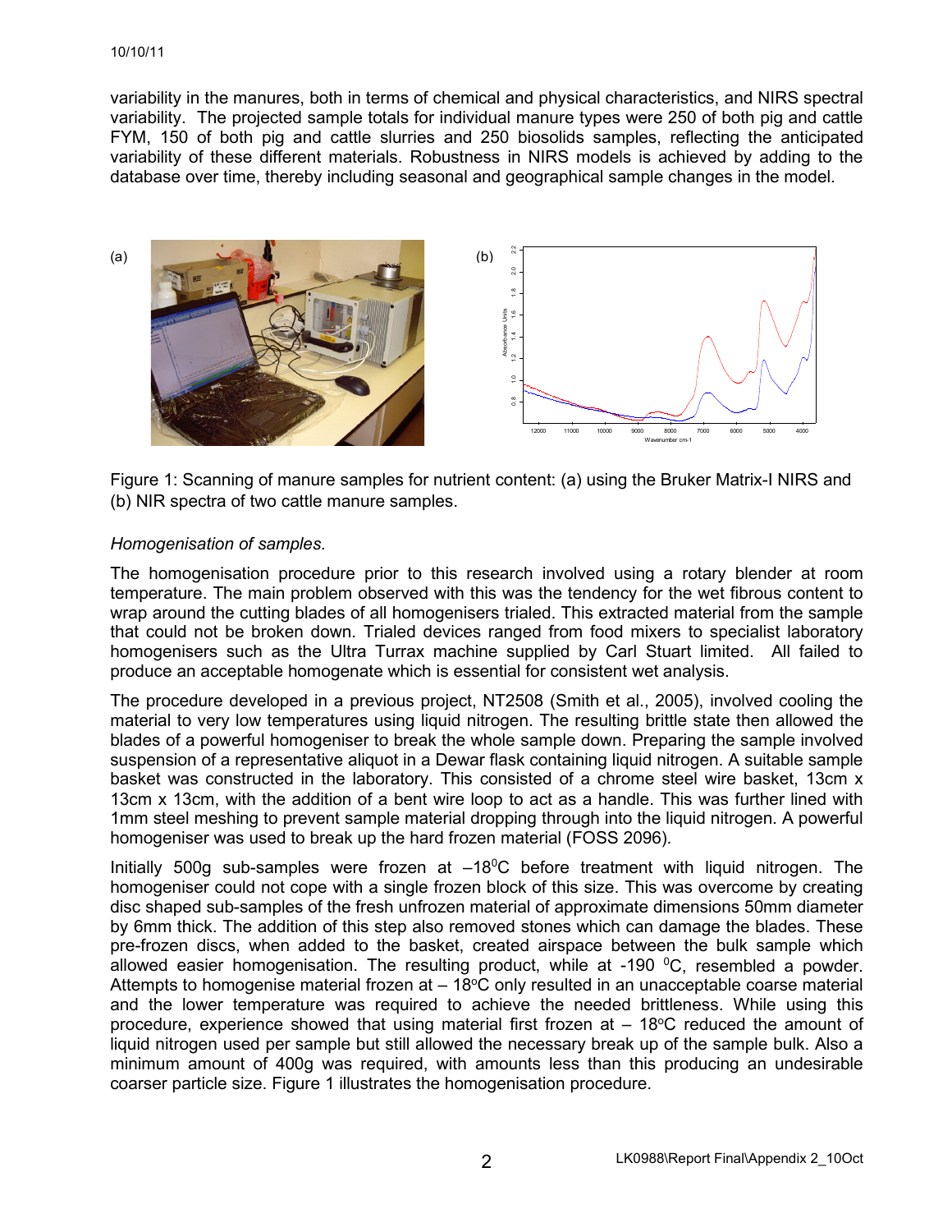variability in the manures, both in terms of chemical and physical characteristics, and NIRS spectral variability. The projected sample totals for individual manure types were 250 of both pig and cattle FYM, 150 of both pig and cattle slurries and 250 biosolids samples, reflecting the anticipated variability of these different materials. Robustness in NIRS models is achieved by adding to the database over time, thereby including seasonal and geographical sample changes in the model.

Figure 1: Scanning of manure samples for nutrient content: (a) using the Bruker Matrix-I NIRS and (b) NIR spectra of two cattle manure samples.

*Homogenisation of samples.*

The homogenisation procedure prior to this research involved using a rotary blender at room temperature. The main problem observed with this was the tendency for the wet fibrous content to wrap around the cutting blades of all homogenisers trialed. This extracted material from the sample that could not be broken down. Trialed devices ranged from food mixers to specialist laboratory homogenisers such as the Ultra Turrax machine supplied by Carl Stuart limited. All failed to produce an acceptable homogenate which is essential for consistent wet analysis.

The procedure developed in a previous project, NT2508 (Smith et al., 2005), involved cooling the material to very low temperatures using liquid nitrogen. The resulting brittle state then allowed the blades of a powerful homogeniser to break the whole sample down. Preparing the sample involved suspension of a representative aliquot in a Dewar flask containing liquid nitrogen. A suitable sample basket was constructed in the laboratory. This consisted of a chrome steel wire basket, 13cm x 13cm x 13cm, with the addition of a bent wire loop to act as a handle. This was further lined with 1mm steel meshing to prevent sample material dropping through into the liquid nitrogen. A powerful homogeniser was used to break up the hard frozen material (FOSS 2096).

Initially 500g sub-samples were frozen at $-18^0$C before treatment with liquid nitrogen. The homogeniser could not cope with a single frozen block of this size. This was overcome by creating disc shaped sub-samples of the fresh unfrozen material of approximate dimensions 50mm diameter by 6mm thick. The addition of this step also removed stones which can damage the blades. These pre-frozen discs, when added to the basket, created airspace between the bulk sample which allowed easier homogenisation. The resulting product, while at -190 $^0$C, resembled a powder. Attempts to homogenise material frozen at – 18$^o$C only resulted in an unacceptable coarse material and the lower temperature was required to achieve the needed brittleness. While using this procedure, experience showed that using material first frozen at – 18$^o$C reduced the amount of liquid nitrogen used per sample but still allowed the necessary break up of the sample bulk. Also a minimum amount of 400g was required, with amounts less than this producing an undesirable coarser particle size. Figure 1 illustrates the homogenisation procedure.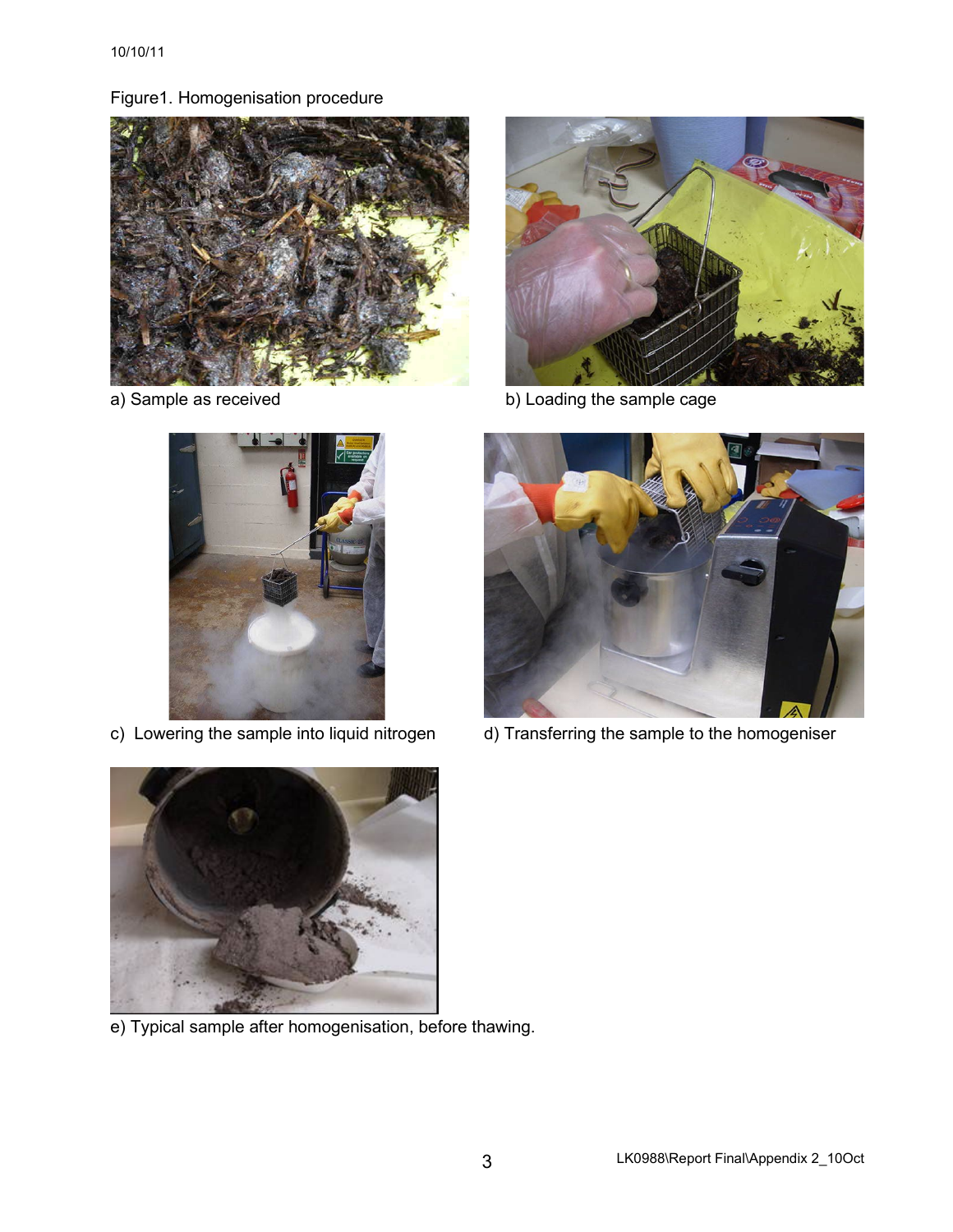Figure1. Homogenisation procedure

a) Sample as received

b) Loading the sample cage

c) Lowering the sample into liquid nitrogen

d) Transferring the sample to the homogeniser

e) Typical sample after homogenisation, before thawing.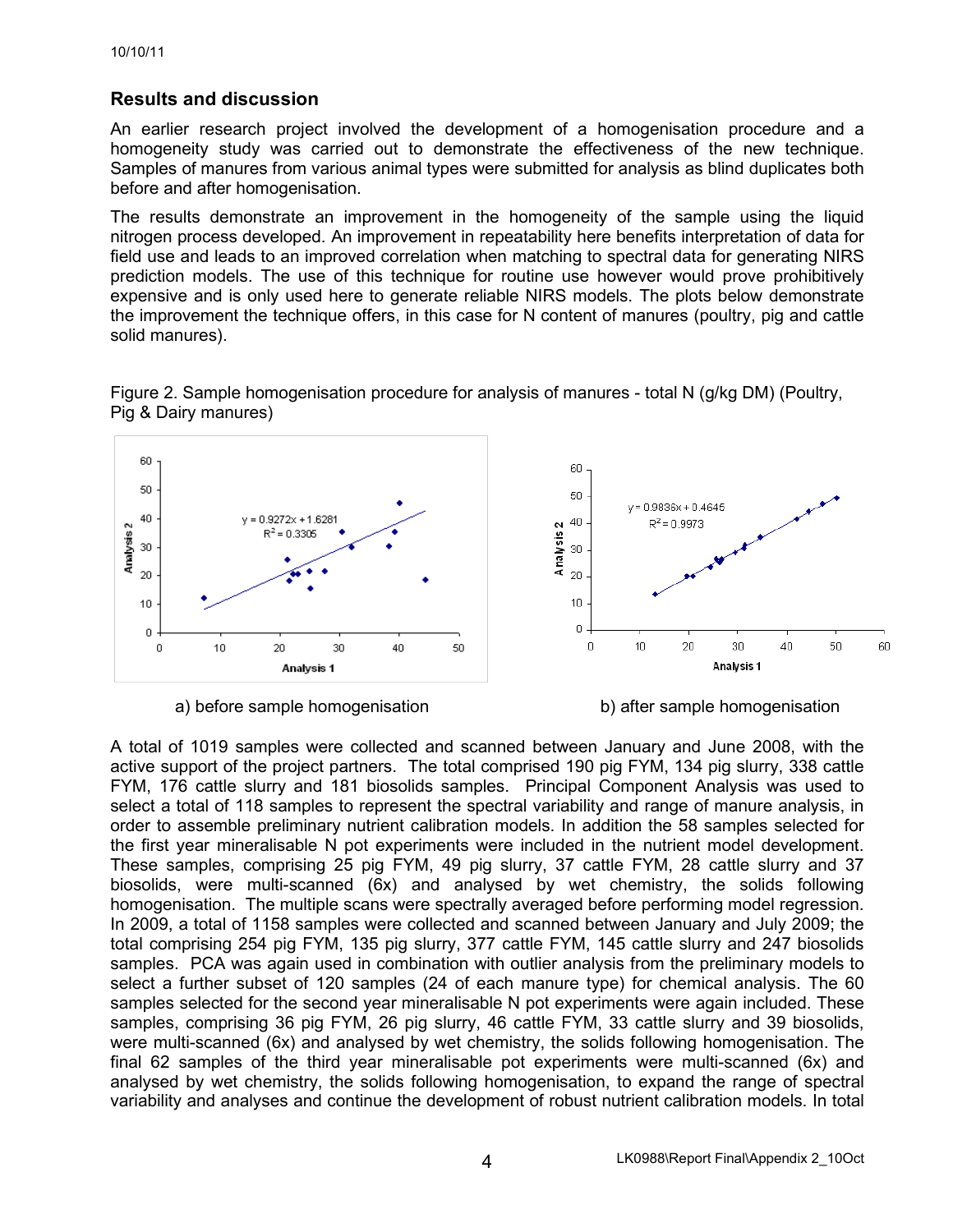## Results and discussion

An earlier research project involved the development of a homogenisation procedure and a homogeneity study was carried out to demonstrate the effectiveness of the new technique. Samples of manures from various animal types were submitted for analysis as blind duplicates both before and after homogenisation.

The results demonstrate an improvement in the homogeneity of the sample using the liquid nitrogen process developed. An improvement in repeatability here benefits interpretation of data for field use and leads to an improved correlation when matching to spectral data for generating NIRS prediction models. The use of this technique for routine use however would prove prohibitively expensive and is only used here to generate reliable NIRS models. The plots below demonstrate the improvement the technique offers, in this case for N content of manures (poultry, pig and cattle solid manures).

Figure 2. Sample homogenisation procedure for analysis of manures - total N (g/kg DM) (Poultry, Pig & Dairy manures)

a) before sample homogenisation ($y = 0.9272x + 1.6281$, $R^2 = 0.3305$)

b) after sample homogenisation ($y = 0.9836x + 0.4645$, $R^2 = 0.9973$)

A total of 1019 samples were collected and scanned between January and June 2008, with the active support of the project partners. The total comprised 190 pig FYM, 134 pig slurry, 338 cattle FYM, 176 cattle slurry and 181 biosolids samples. Principal Component Analysis was used to select a total of 118 samples to represent the spectral variability and range of manure analysis, in order to assemble preliminary nutrient calibration models. In addition the 58 samples selected for the first year mineralisable N pot experiments were included in the nutrient model development. These samples, comprising 25 pig FYM, 49 pig slurry, 37 cattle FYM, 28 cattle slurry and 37 biosolids, were multi-scanned (6x) and analysed by wet chemistry, the solids following homogenisation. The multiple scans were spectrally averaged before performing model regression. In 2009, a total of 1158 samples were collected and scanned between January and July 2009; the total comprising 254 pig FYM, 135 pig slurry, 377 cattle FYM, 145 cattle slurry and 247 biosolids samples. PCA was again used in combination with outlier analysis from the preliminary models to select a further subset of 120 samples (24 of each manure type) for chemical analysis. The 60 samples selected for the second year mineralisable N pot experiments were again included. These samples, comprising 36 pig FYM, 26 pig slurry, 46 cattle FYM, 33 cattle slurry and 39 biosolids, were multi-scanned (6x) and analysed by wet chemistry, the solids following homogenisation. The final 62 samples of the third year mineralisable pot experiments were multi-scanned (6x) and analysed by wet chemistry, the solids following homogenisation, to expand the range of spectral variability and analyses and continue the development of robust nutrient calibration models. In total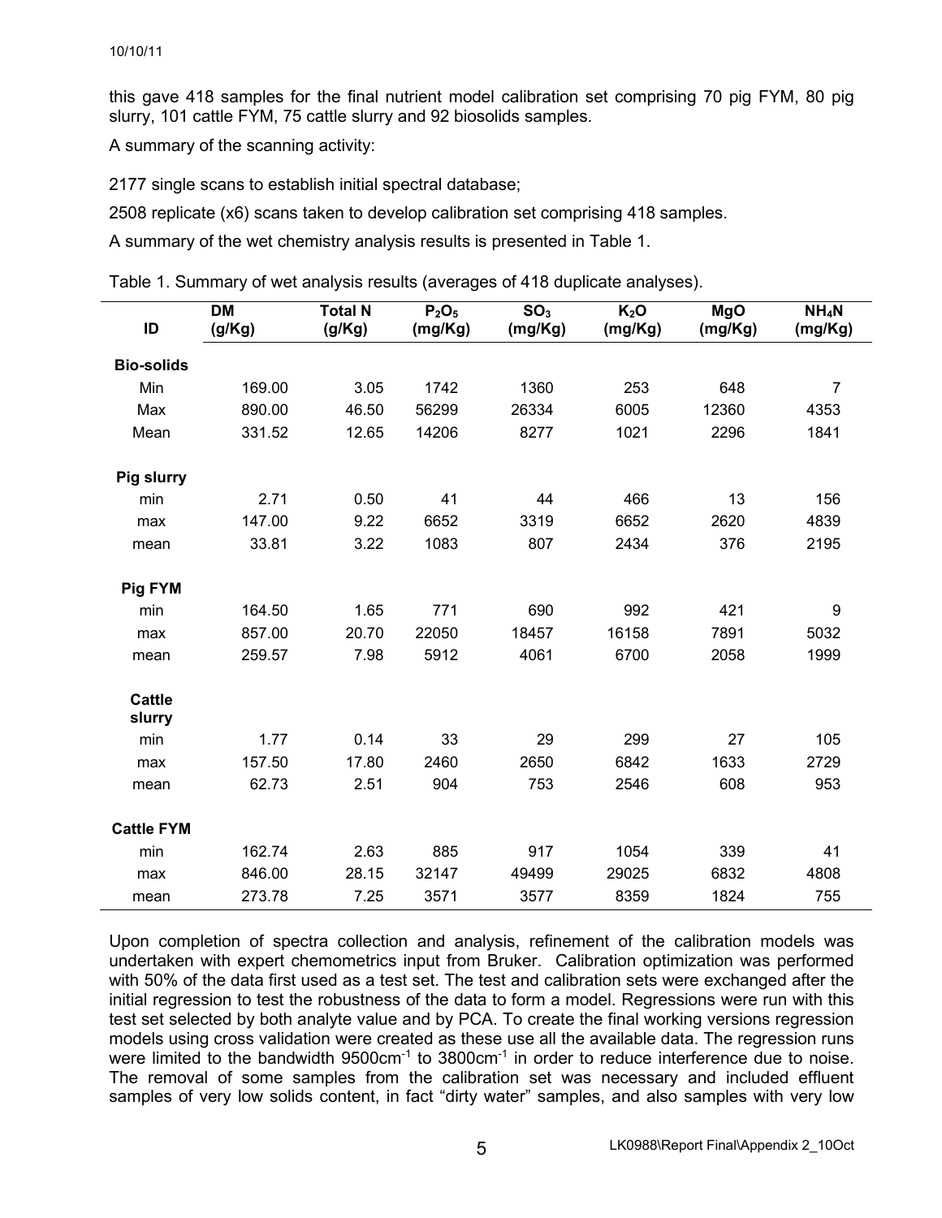this gave 418 samples for the final nutrient model calibration set comprising 70 pig FYM, 80 pig slurry, 101 cattle FYM, 75 cattle slurry and 92 biosolids samples.

A summary of the scanning activity:

2177 single scans to establish initial spectral database;

2508 replicate (x6) scans taken to develop calibration set comprising 418 samples.

A summary of the wet chemistry analysis results is presented in Table 1.

Table 1. Summary of wet analysis results (averages of 418 duplicate analyses).

| ID | DM (g/Kg) | Total N (g/Kg) | $P_2O_5$ (mg/Kg) | $SO_3$ (mg/Kg) | $K_2O$ (mg/Kg) | MgO (mg/Kg) | $NH_4N$ (mg/Kg) |
|---|---|---|---|---|---|---|---|
| **Bio-solids** | | | | | | | |
| Min | 169.00 | 3.05 | 1742 | 1360 | 253 | 648 | 7 |
| Max | 890.00 | 46.50 | 56299 | 26334 | 6005 | 12360 | 4353 |
| Mean | 331.52 | 12.65 | 14206 | 8277 | 1021 | 2296 | 1841 |
| **Pig slurry** | | | | | | | |
| min | 2.71 | 0.50 | 41 | 44 | 466 | 13 | 156 |
| max | 147.00 | 9.22 | 6652 | 3319 | 6652 | 2620 | 4839 |
| mean | 33.81 | 3.22 | 1083 | 807 | 2434 | 376 | 2195 |
| **Pig FYM** | | | | | | | |
| min | 164.50 | 1.65 | 771 | 690 | 992 | 421 | 9 |
| max | 857.00 | 20.70 | 22050 | 18457 | 16158 | 7891 | 5032 |
| mean | 259.57 | 7.98 | 5912 | 4061 | 6700 | 2058 | 1999 |
| **Cattle slurry** | | | | | | | |
| min | 1.77 | 0.14 | 33 | 29 | 299 | 27 | 105 |
| max | 157.50 | 17.80 | 2460 | 2650 | 6842 | 1633 | 2729 |
| mean | 62.73 | 2.51 | 904 | 753 | 2546 | 608 | 953 |
| **Cattle FYM** | | | | | | | |
| min | 162.74 | 2.63 | 885 | 917 | 1054 | 339 | 41 |
| max | 846.00 | 28.15 | 32147 | 49499 | 29025 | 6832 | 4808 |
| mean | 273.78 | 7.25 | 3571 | 3577 | 8359 | 1824 | 755 |

Upon completion of spectra collection and analysis, refinement of the calibration models was undertaken with expert chemometrics input from Bruker. Calibration optimization was performed with 50% of the data first used as a test set. The test and calibration sets were exchanged after the initial regression to test the robustness of the data to form a model. Regressions were run with this test set selected by both analyte value and by PCA. To create the final working versions regression models using cross validation were created as these use all the available data. The regression runs were limited to the bandwidth 9500cm$^{-1}$ to 3800cm$^{-1}$ in order to reduce interference due to noise. The removal of some samples from the calibration set was necessary and included effluent samples of very low solids content, in fact "dirty water" samples, and also samples with very low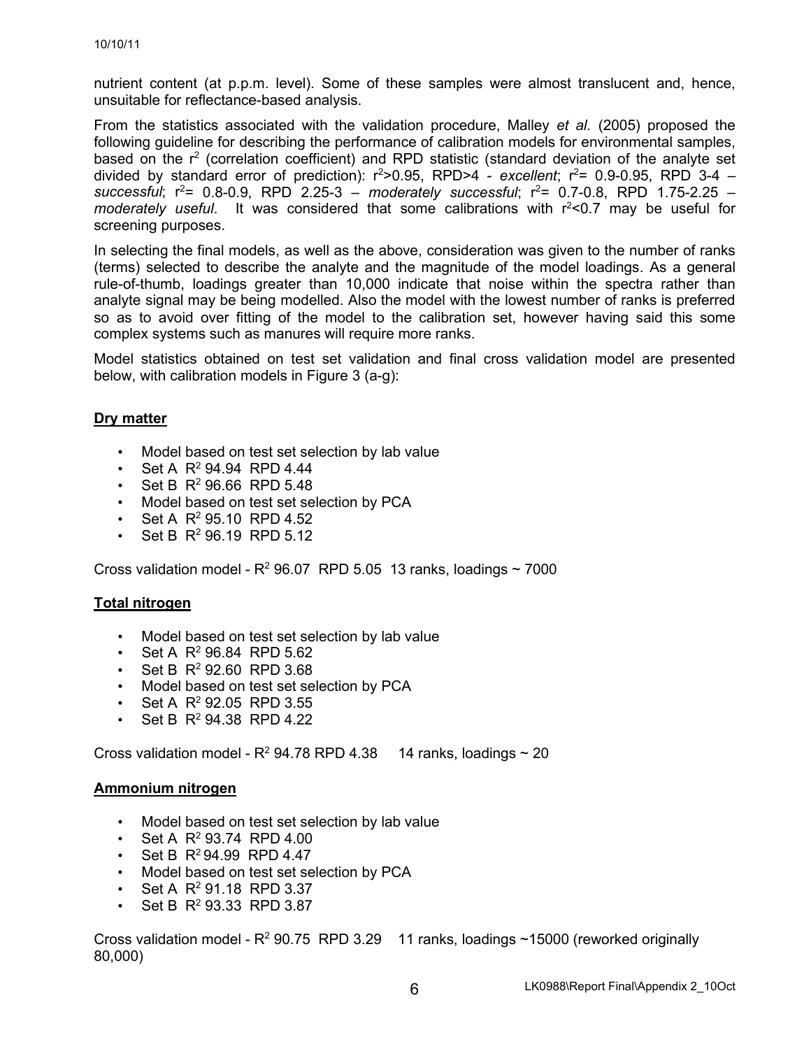nutrient content (at p.p.m. level). Some of these samples were almost translucent and, hence, unsuitable for reflectance-based analysis.

From the statistics associated with the validation procedure, Malley *et al.* (2005) proposed the following guideline for describing the performance of calibration models for environmental samples, based on the $r^2$ (correlation coefficient) and RPD statistic (standard deviation of the analyte set divided by standard error of prediction): $r^2$>0.95, RPD>4 - *excellent*; $r^2$= 0.9-0.95, RPD 3-4 – *successful*; $r^2$= 0.8-0.9, RPD 2.25-3 – *moderately successful*; $r^2$= 0.7-0.8, RPD 1.75-2.25 – *moderately useful*. It was considered that some calibrations with $r^2$<0.7 may be useful for screening purposes.

In selecting the final models, as well as the above, consideration was given to the number of ranks (terms) selected to describe the analyte and the magnitude of the model loadings. As a general rule-of-thumb, loadings greater than 10,000 indicate that noise within the spectra rather than analyte signal may be being modelled. Also the model with the lowest number of ranks is preferred so as to avoid over fitting of the model to the calibration set, however having said this some complex systems such as manures will require more ranks.

Model statistics obtained on test set validation and final cross validation model are presented below, with calibration models in Figure 3 (a-g):

**<u>Dry matter</u>**

- Model based on test set selection by lab value
- Set A $R^2$ 94.94 RPD 4.44
- Set B $R^2$ 96.66 RPD 5.48
- Model based on test set selection by PCA
- Set A $R^2$ 95.10 RPD 4.52
- Set B $R^2$ 96.19 RPD 5.12

Cross validation model - $R^2$ 96.07 RPD 5.05 13 ranks, loadings ~ 7000

**<u>Total nitrogen</u>**

- Model based on test set selection by lab value
- Set A $R^2$ 96.84 RPD 5.62
- Set B $R^2$ 92.60 RPD 3.68
- Model based on test set selection by PCA
- Set A $R^2$ 92.05 RPD 3.55
- Set B $R^2$ 94.38 RPD 4.22

Cross validation model - $R^2$ 94.78 RPD 4.38 14 ranks, loadings ~ 20

**<u>Ammonium nitrogen</u>**

- Model based on test set selection by lab value
- Set A $R^2$ 93.74 RPD 4.00
- Set B $R^2$ 94.99 RPD 4.47
- Model based on test set selection by PCA
- Set A $R^2$ 91.18 RPD 3.37
- Set B $R^2$ 93.33 RPD 3.87

Cross validation model - $R^2$ 90.75 RPD 3.29 11 ranks, loadings ~15000 (reworked originally 80,000)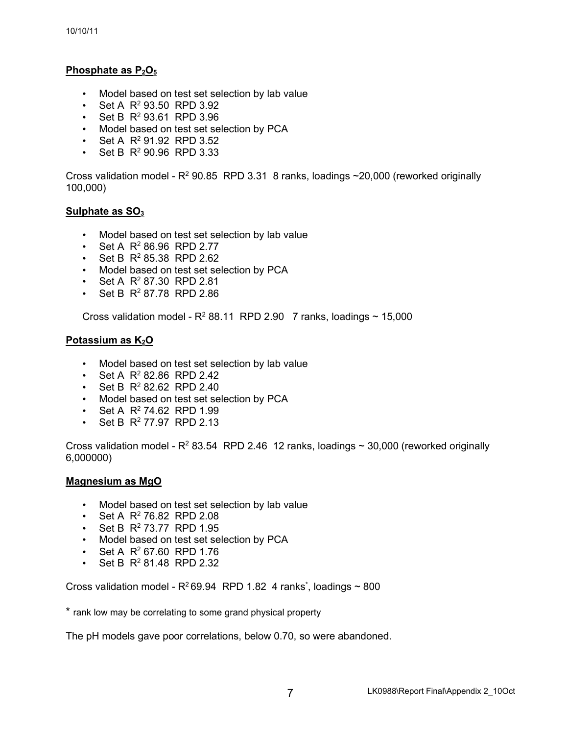## **Phosphate as $P_2O_5$**

- Model based on test set selection by lab value
- Set A $R^2$ 93.50 RPD 3.92
- Set B $R^2$ 93.61 RPD 3.96
- Model based on test set selection by PCA
- Set A $R^2$ 91.92 RPD 3.52
- Set B $R^2$ 90.96 RPD 3.33

Cross validation model - $R^2$ 90.85 RPD 3.31 8 ranks, loadings ~20,000 (reworked originally 100,000)

## **Sulphate as $SO_3$**

- Model based on test set selection by lab value
- Set A $R^2$ 86.96 RPD 2.77
- Set B $R^2$ 85.38 RPD 2.62
- Model based on test set selection by PCA
- Set A $R^2$ 87.30 RPD 2.81
- Set B $R^2$ 87.78 RPD 2.86

Cross validation model - $R^2$ 88.11 RPD 2.90 7 ranks, loadings ~ 15,000

## **Potassium as $K_2O$**

- Model based on test set selection by lab value
- Set A $R^2$ 82.86 RPD 2.42
- Set B $R^2$ 82.62 RPD 2.40
- Model based on test set selection by PCA
- Set A $R^2$ 74.62 RPD 1.99
- Set B $R^2$ 77.97 RPD 2.13

Cross validation model - $R^2$ 83.54 RPD 2.46 12 ranks, loadings ~ 30,000 (reworked originally 6,000000)

## **Magnesium as MgO**

- Model based on test set selection by lab value
- Set A $R^2$ 76.82 RPD 2.08
- Set B $R^2$ 73.77 RPD 1.95
- Model based on test set selection by PCA
- Set A $R^2$ 67.60 RPD 1.76
- Set B $R^2$ 81.48 RPD 2.32

Cross validation model - $R^2$ 69.94 RPD 1.82 4 ranks*, loadings ~ 800

* rank low may be correlating to some grand physical property

The pH models gave poor correlations, below 0.70, so were abandoned.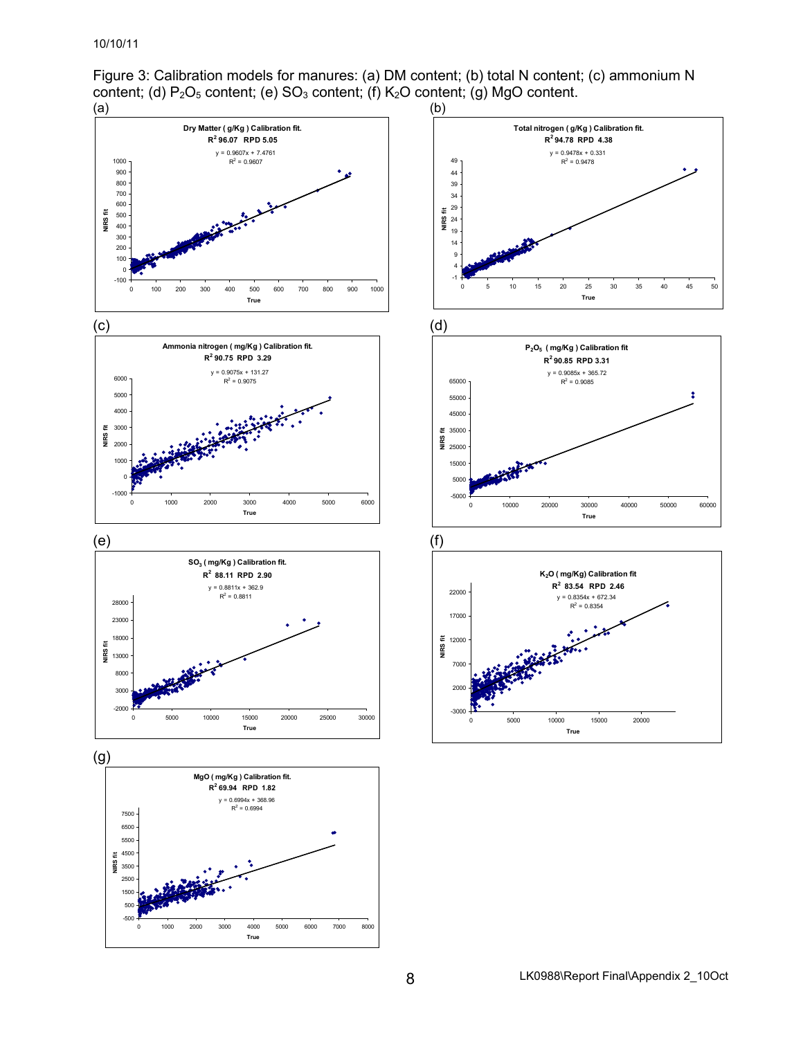Figure 3: Calibration models for manures: (a) DM content; (b) total N content; (c) ammonium N content; (d) $P_2O_5$ content; (e) $SO_3$ content; (f) $K_2O$ content; (g) MgO content.

(a)

**Dry Matter ( g/Kg ) Calibration fit.**
**$R^2$ 96.07 RPD 5.05**
$y = 0.9607x + 7.4761$
$R^2 = 0.9607$

(b)

**Total nitrogen ( g/Kg ) Calibration fit.**
**$R^2$ 94.78 RPD 4.38**
$y = 0.9478x + 0.331$
$R^2 = 0.9478$

(c)

**Ammonia nitrogen ( mg/Kg ) Calibration fit.**
**$R^2$ 90.75 RPD 3.29**
$y = 0.9075x + 131.27$
$R^2 = 0.9075$

(d)

**$P_2O_5$ ( mg/Kg ) Calibration fit**
**$R^2$ 90.85 RPD 3.31**
$y = 0.9085x + 365.72$
$R^2 = 0.9085$

(e)

**$SO_3$ ( mg/Kg ) Calibration fit.**
**$R^2$ 88.11 RPD 2.90**
$y = 0.8811x + 362.9$
$R^2 = 0.8811$

(f)

**$K_2O$ ( mg/Kg) Calibration fit**
**$R^2$ 83.54 RPD 2.46**
$y = 0.8354x + 672.34$
$R^2 = 0.8354$

(g)

**MgO ( mg/Kg ) Calibration fit.**
**$R^2$ 69.94 RPD 1.82**
$y = 0.6994x + 368.96$
$R^2 = 0.6994$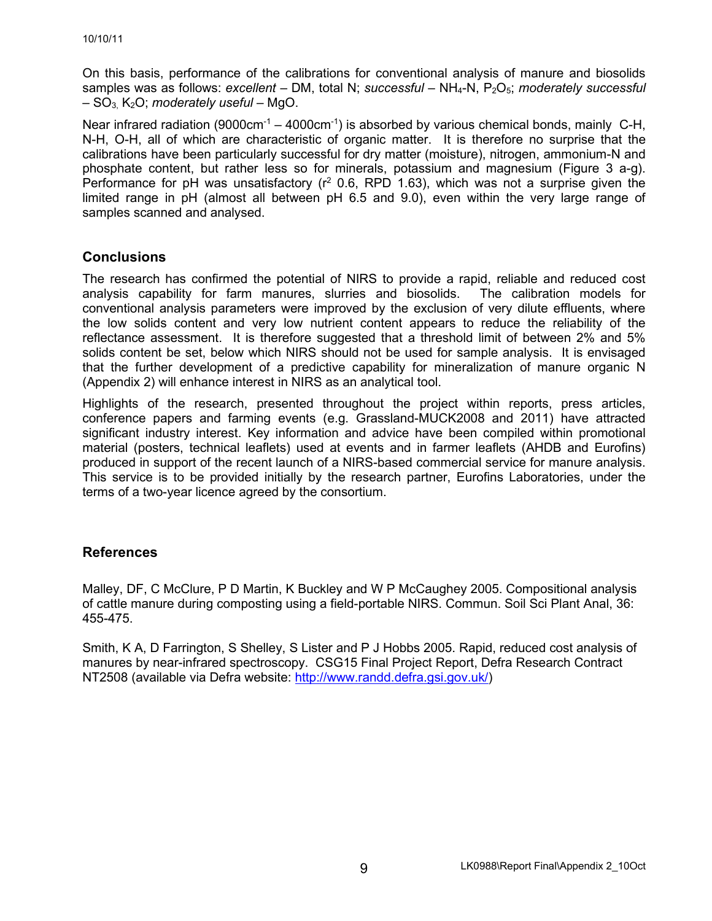On this basis, performance of the calibrations for conventional analysis of manure and biosolids samples was as follows: *excellent* – DM, total N; *successful* – $NH_4$-N, $P_2O_5$; *moderately successful* – $SO_3$, $K_2O$; *moderately useful* – MgO.

Near infrared radiation (9000cm$^{-1}$ – 4000cm$^{-1}$) is absorbed by various chemical bonds, mainly C-H, N-H, O-H, all of which are characteristic of organic matter. It is therefore no surprise that the calibrations have been particularly successful for dry matter (moisture), nitrogen, ammonium-N and phosphate content, but rather less so for minerals, potassium and magnesium (Figure 3 a-g). Performance for pH was unsatisfactory ($r^2$ 0.6, RPD 1.63), which was not a surprise given the limited range in pH (almost all between pH 6.5 and 9.0), even within the very large range of samples scanned and analysed.

## Conclusions

The research has confirmed the potential of NIRS to provide a rapid, reliable and reduced cost analysis capability for farm manures, slurries and biosolids. The calibration models for conventional analysis parameters were improved by the exclusion of very dilute effluents, where the low solids content and very low nutrient content appears to reduce the reliability of the reflectance assessment. It is therefore suggested that a threshold limit of between 2% and 5% solids content be set, below which NIRS should not be used for sample analysis. It is envisaged that the further development of a predictive capability for mineralization of manure organic N (Appendix 2) will enhance interest in NIRS as an analytical tool.

Highlights of the research, presented throughout the project within reports, press articles, conference papers and farming events (e.g. Grassland-MUCK2008 and 2011) have attracted significant industry interest. Key information and advice have been compiled within promotional material (posters, technical leaflets) used at events and in farmer leaflets (AHDB and Eurofins) produced in support of the recent launch of a NIRS-based commercial service for manure analysis. This service is to be provided initially by the research partner, Eurofins Laboratories, under the terms of a two-year licence agreed by the consortium.

## References

Malley, DF, C McClure, P D Martin, K Buckley and W P McCaughey 2005. Compositional analysis of cattle manure during composting using a field-portable NIRS. Commun. Soil Sci Plant Anal, 36: 455-475.

Smith, K A, D Farrington, S Shelley, S Lister and P J Hobbs 2005. Rapid, reduced cost analysis of manures by near-infrared spectroscopy. CSG15 Final Project Report, Defra Research Contract NT2508 (available via Defra website: http://www.randd.defra.gsi.gov.uk/)